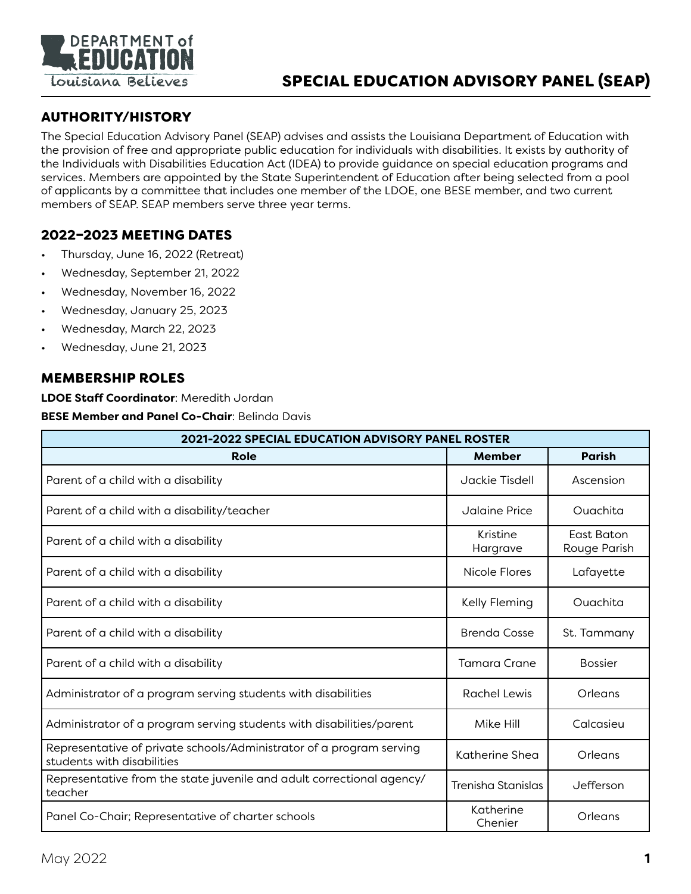# SPECIAL EDUCATION ADVISORY PANEL (SEAP)

## AUTHORITY/HISTORY

The Special Education Advisory Panel (SEAP) advises and assists the Louisiana Department of Education with the provision of free and appropriate public education for individuals with disabilities. It exists by authority of the Individuals with Disabilities Education Act (IDEA) to provide guidance on special education programs and services. Members are appointed by the State Superintendent of Education after being selected from a pool of applicants by a committee that includes one member of the LDOE, one BESE member, and two current members of SEAP. SEAP members serve three year terms.

## 2022–2023 MEETING DATES

- Thursday, June 16, 2022 (Retreat)
- Wednesday, September 21, 2022
- Wednesday, November 16, 2022
- Wednesday, January 25, 2023
- Wednesday, March 22, 2023
- Wednesday, June 21, 2023

## MEMBERSHIP ROLES

**LDOE Staff Coordinator**: Meredith Jordan

**BESE Member and Panel Co-Chair**: Belinda Davis

| 2021-2022 SPECIAL EDUCATION ADVISORY PANEL ROSTER | | |
|---|---|---|
| **Role** | **Member** | **Parish** |
| Parent of a child with a disability | Jackie Tisdell | Ascension |
| Parent of a child with a disability/teacher | Jalaine Price | Ouachita |
| Parent of a child with a disability | Kristine Hargrave | East Baton Rouge Parish |
| Parent of a child with a disability | Nicole Flores | Lafayette |
| Parent of a child with a disability | Kelly Fleming | Ouachita |
| Parent of a child with a disability | Brenda Cosse | St. Tammany |
| Parent of a child with a disability | Tamara Crane | Bossier |
| Administrator of a program serving students with disabilities | Rachel Lewis | Orleans |
| Administrator of a program serving students with disabilities/parent | Mike Hill | Calcasieu |
| Representative of private schools/Administrator of a program serving students with disabilities | Katherine Shea | Orleans |
| Representative from the state juvenile and adult correctional agency/teacher | Trenisha Stanislas | Jefferson |
| Panel Co-Chair; Representative of charter schools | Katherine Chenier | Orleans |

May 2022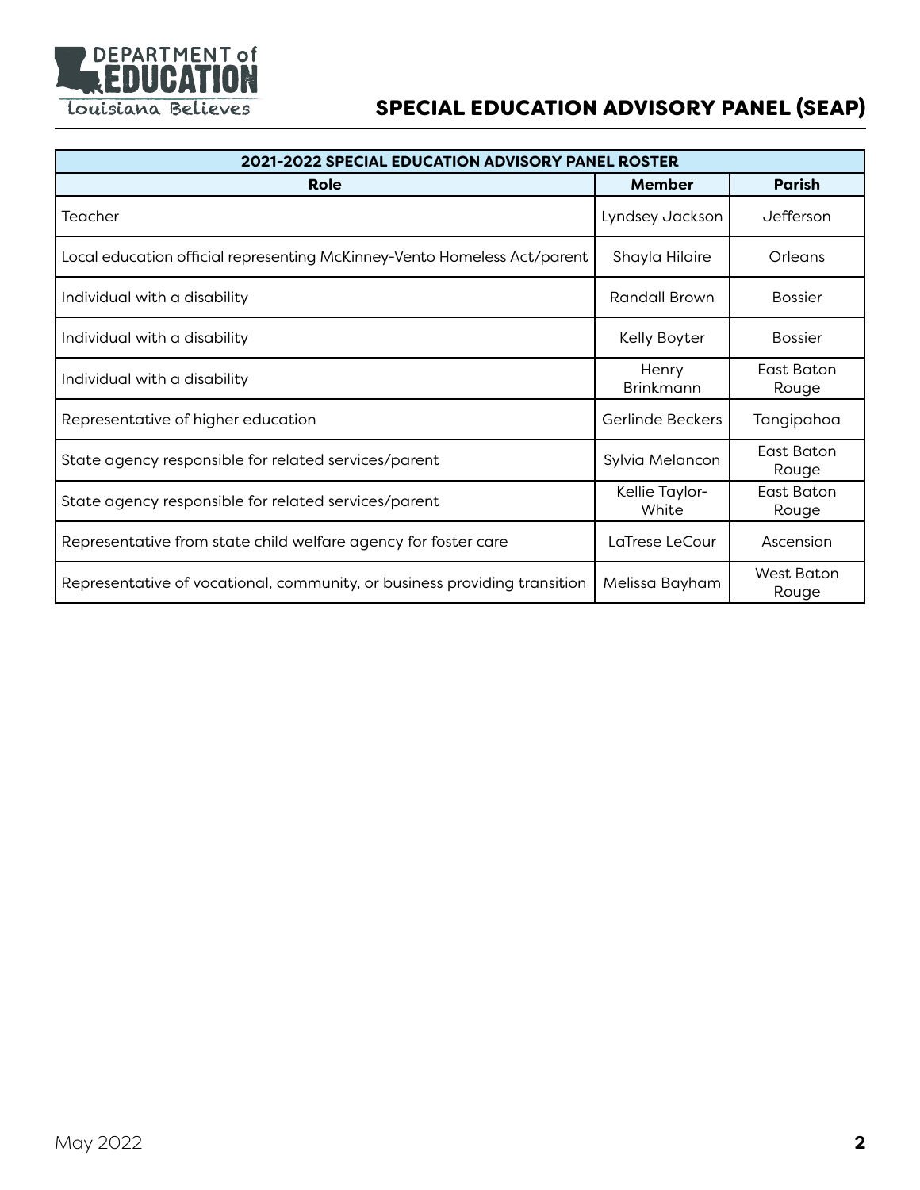| 2021-2022 SPECIAL EDUCATION ADVISORY PANEL ROSTER | | |
|---|---|---|
| **Role** | **Member** | **Parish** |
| Teacher | Lyndsey Jackson | Jefferson |
| Local education official representing McKinney-Vento Homeless Act/parent | Shayla Hilaire | Orleans |
| Individual with a disability | Randall Brown | Bossier |
| Individual with a disability | Kelly Boyter | Bossier |
| Individual with a disability | Henry Brinkmann | East Baton Rouge |
| Representative of higher education | Gerlinde Beckers | Tangipahoa |
| State agency responsible for related services/parent | Sylvia Melancon | East Baton Rouge |
| State agency responsible for related services/parent | Kellie Taylor-White | East Baton Rouge |
| Representative from state child welfare agency for foster care | LaTrese LeCour | Ascension |
| Representative of vocational, community, or business providing transition | Melissa Bayham | West Baton Rouge |